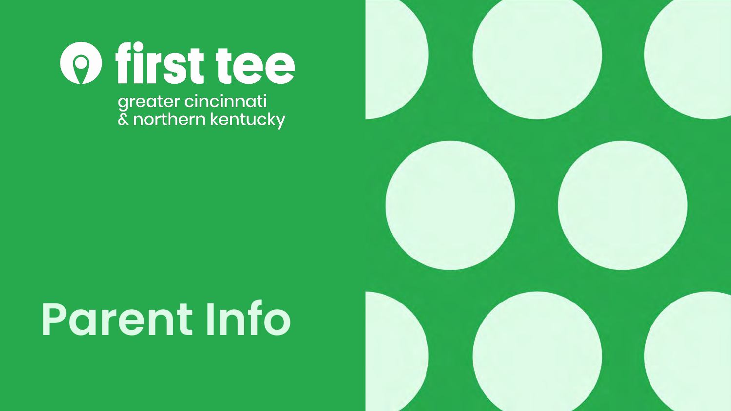first tee

greater cincinnati
& northern kentucky

# Parent Info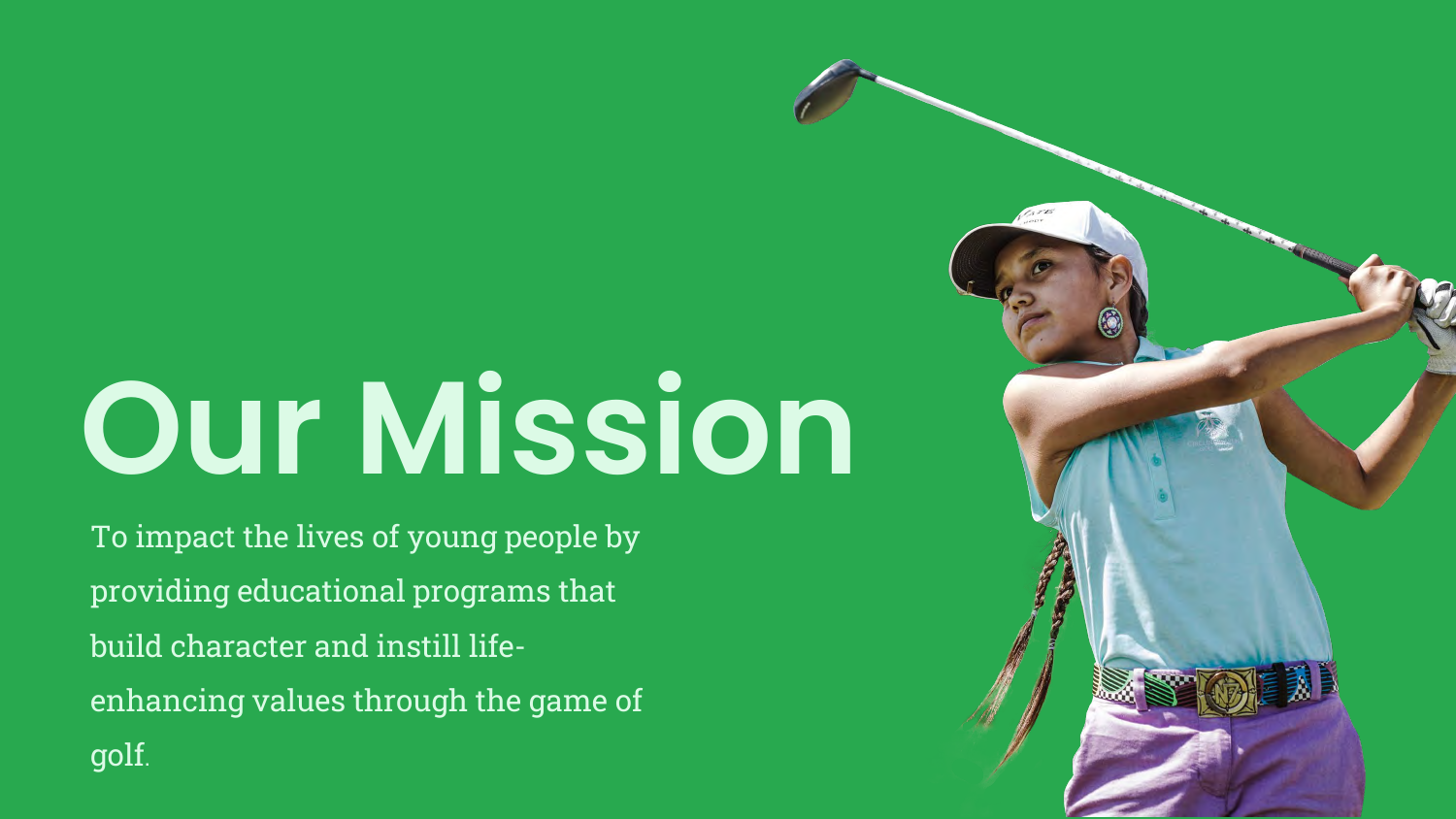# Our Mission

To impact the lives of young people by providing educational programs that build character and instill life-enhancing values through the game of golf.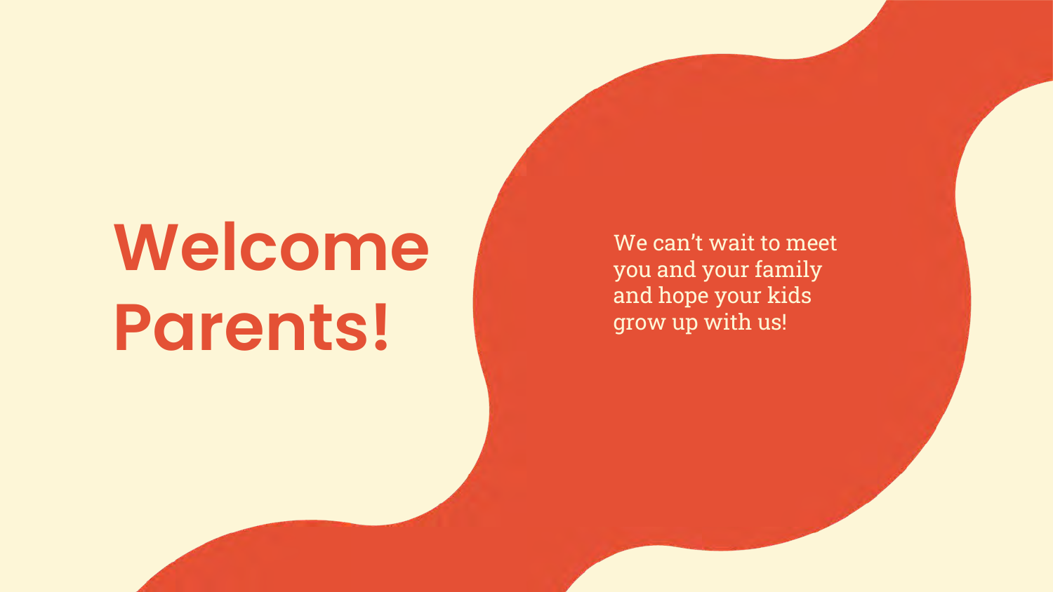# Welcome Parents!

We can't wait to meet you and your family and hope your kids grow up with us!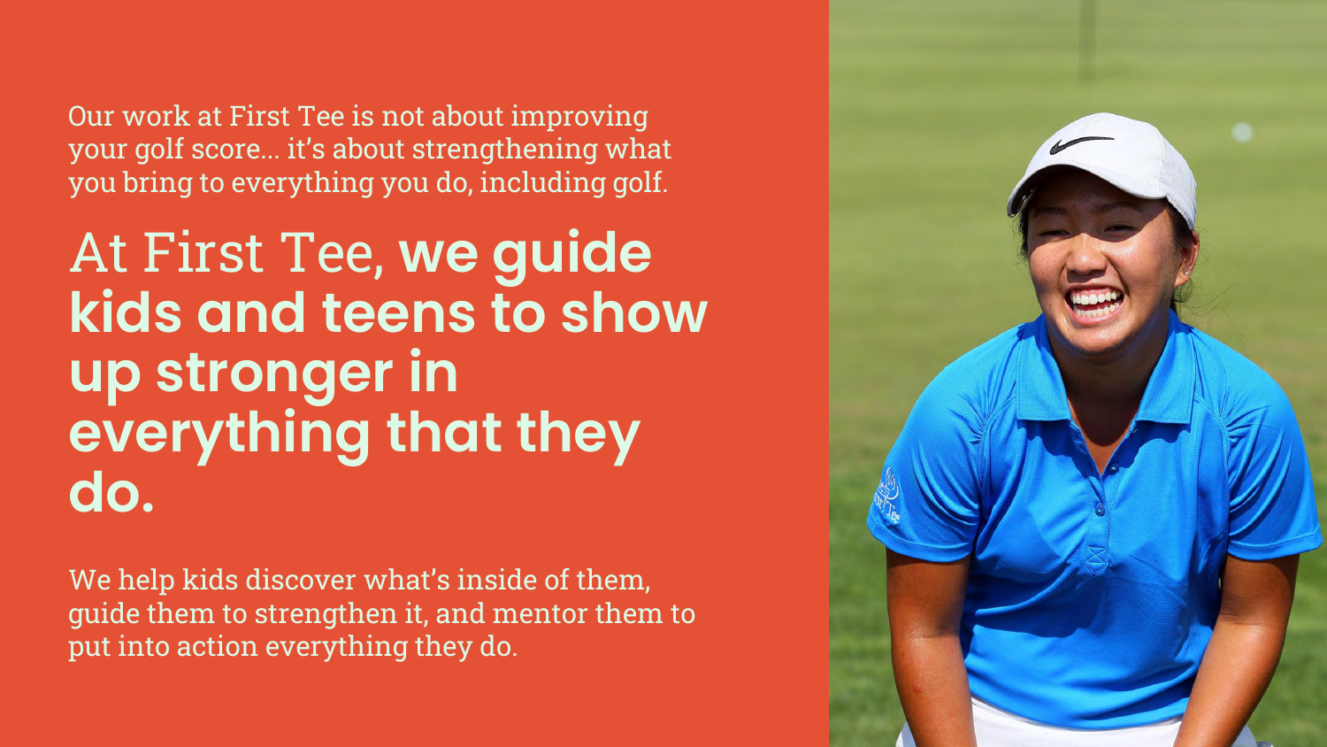Our work at First Tee is not about improving your golf score... it's about strengthening what you bring to everything you do, including golf.

# At First Tee, **we guide kids and teens to show up stronger in everything that they do.**

We help kids discover what's inside of them, guide them to strengthen it, and mentor them to put into action everything they do.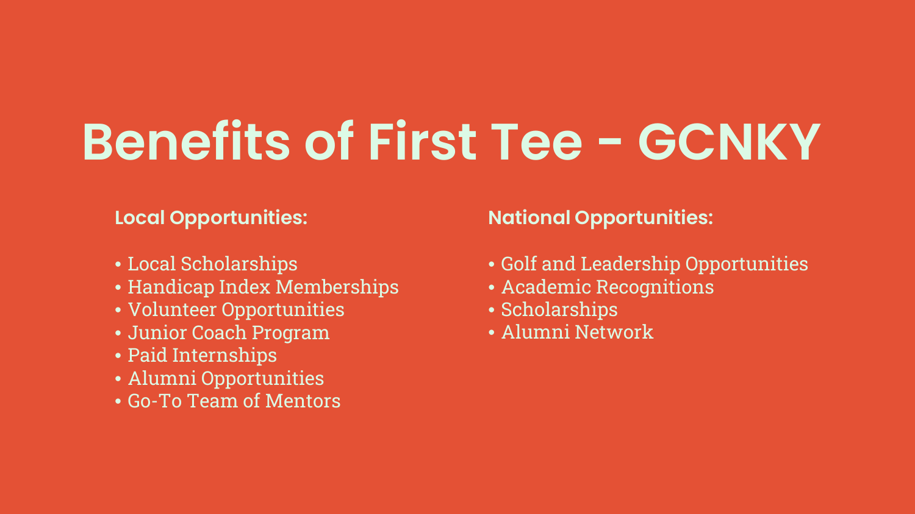# Benefits of First Tee - GCNKY

**Local Opportunities:**

- Local Scholarships
- Handicap Index Memberships
- Volunteer Opportunities
- Junior Coach Program
- Paid Internships
- Alumni Opportunities
- Go-To Team of Mentors

**National Opportunities:**

- Golf and Leadership Opportunities
- Academic Recognitions
- Scholarships
- Alumni Network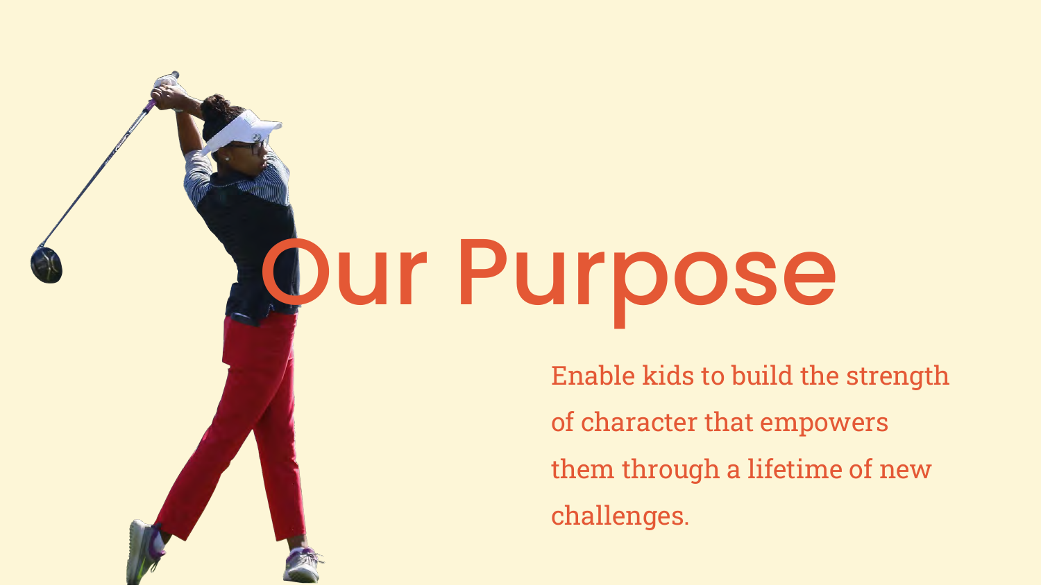# Our Purpose

Enable kids to build the strength of character that empowers them through a lifetime of new challenges.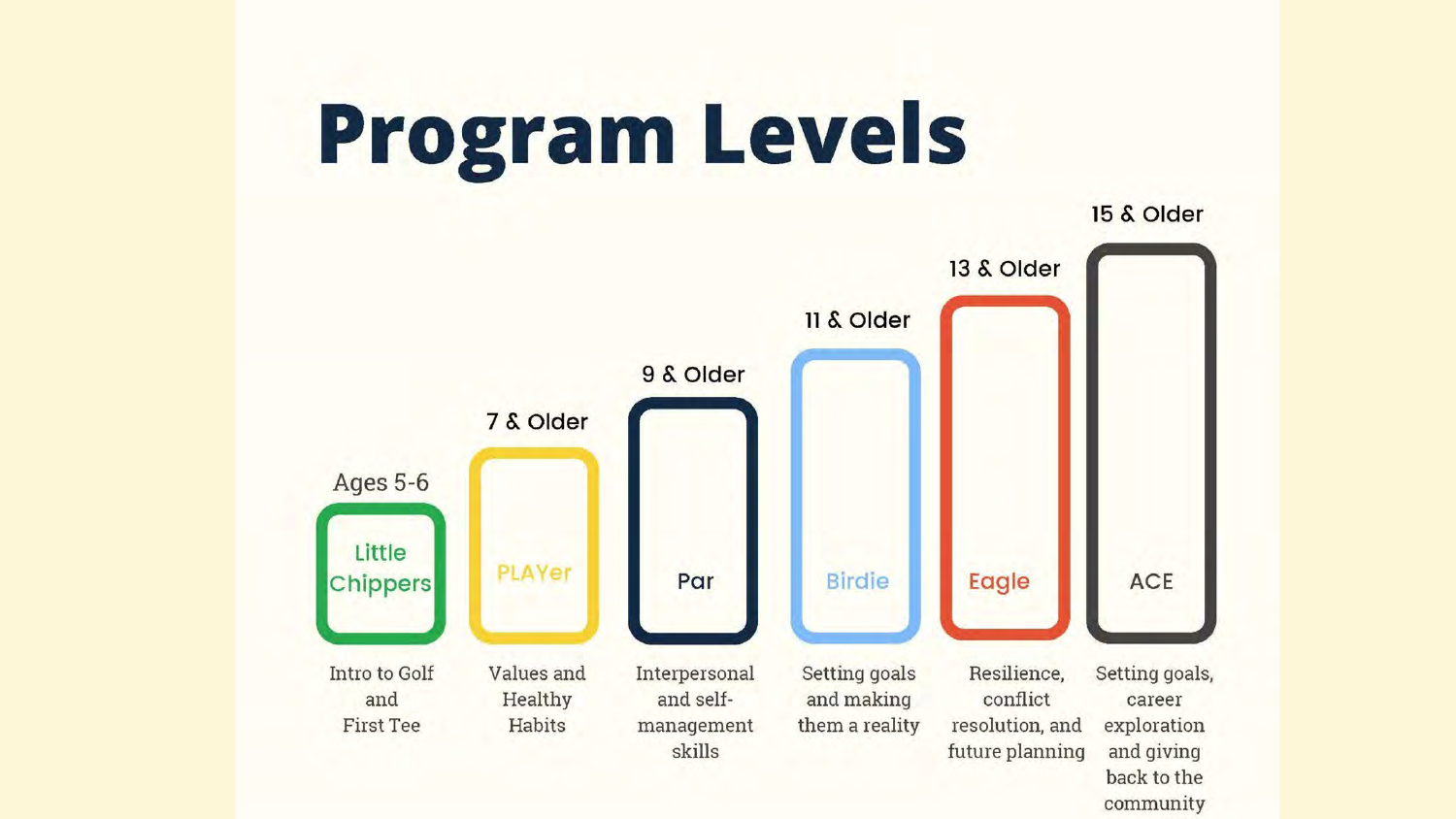# Program Levels

| Level | Ages | Focus |
|---|---|---|
| Little Chippers | Ages 5-6 | Intro to Golf and First Tee |
| PLAYer | 7 & Older | Values and Healthy Habits |
| Par | 9 & Older | Interpersonal and self-management skills |
| Birdie | 11 & Older | Setting goals and making them a reality |
| Eagle | 13 & Older | Resilience, conflict resolution, and future planning |
| ACE | 15 & Older | Setting goals, career exploration and giving back to the community |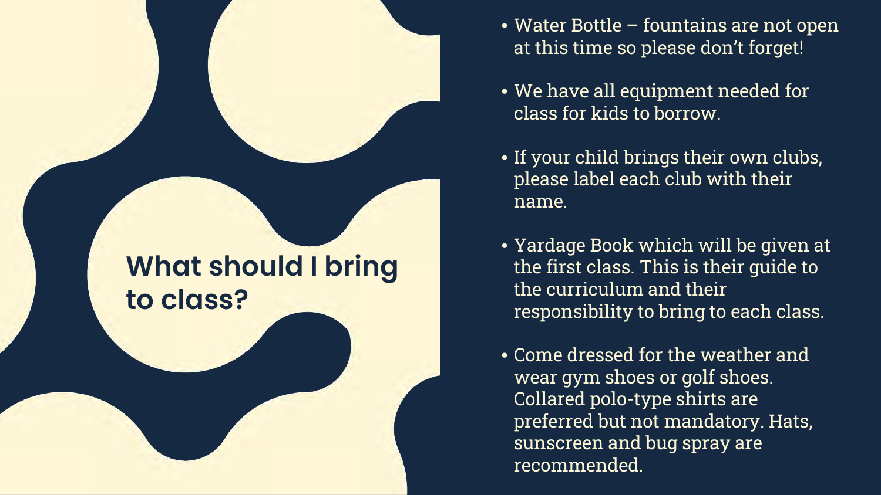## What should I bring to class?

- Water Bottle – fountains are not open at this time so please don't forget!
- We have all equipment needed for class for kids to borrow.
- If your child brings their own clubs, please label each club with their name.
- Yardage Book which will be given at the first class. This is their guide to the curriculum and their responsibility to bring to each class.
- Come dressed for the weather and wear gym shoes or golf shoes. Collared polo-type shirts are preferred but not mandatory. Hats, sunscreen and bug spray are recommended.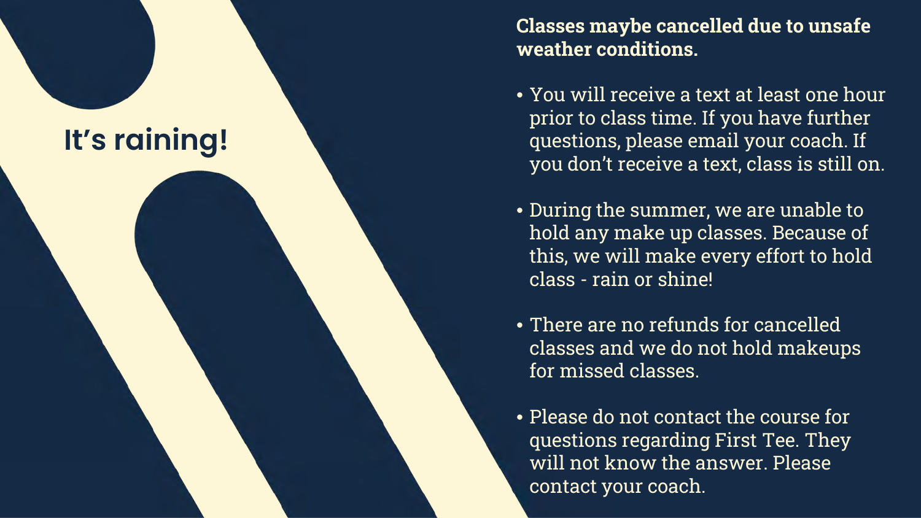# It's raining!

**Classes maybe cancelled due to unsafe weather conditions.**

- You will receive a text at least one hour prior to class time. If you have further questions, please email your coach. If you don't receive a text, class is still on.
- During the summer, we are unable to hold any make up classes. Because of this, we will make every effort to hold class - rain or shine!
- There are no refunds for cancelled classes and we do not hold makeups for missed classes.
- Please do not contact the course for questions regarding First Tee. They will not know the answer. Please contact your coach.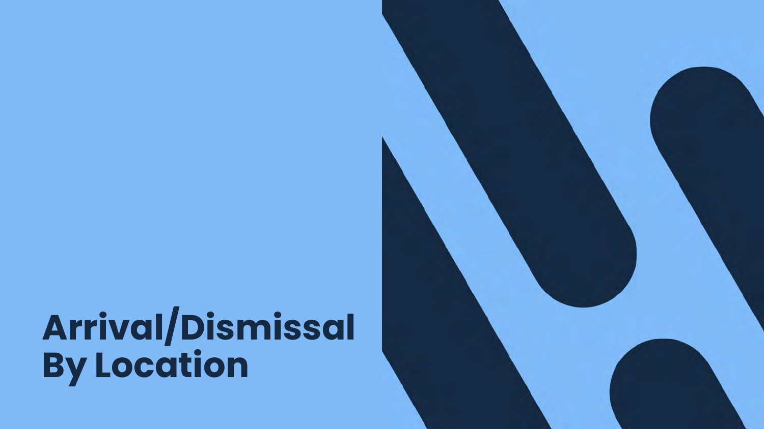# Arrival/Dismissal By Location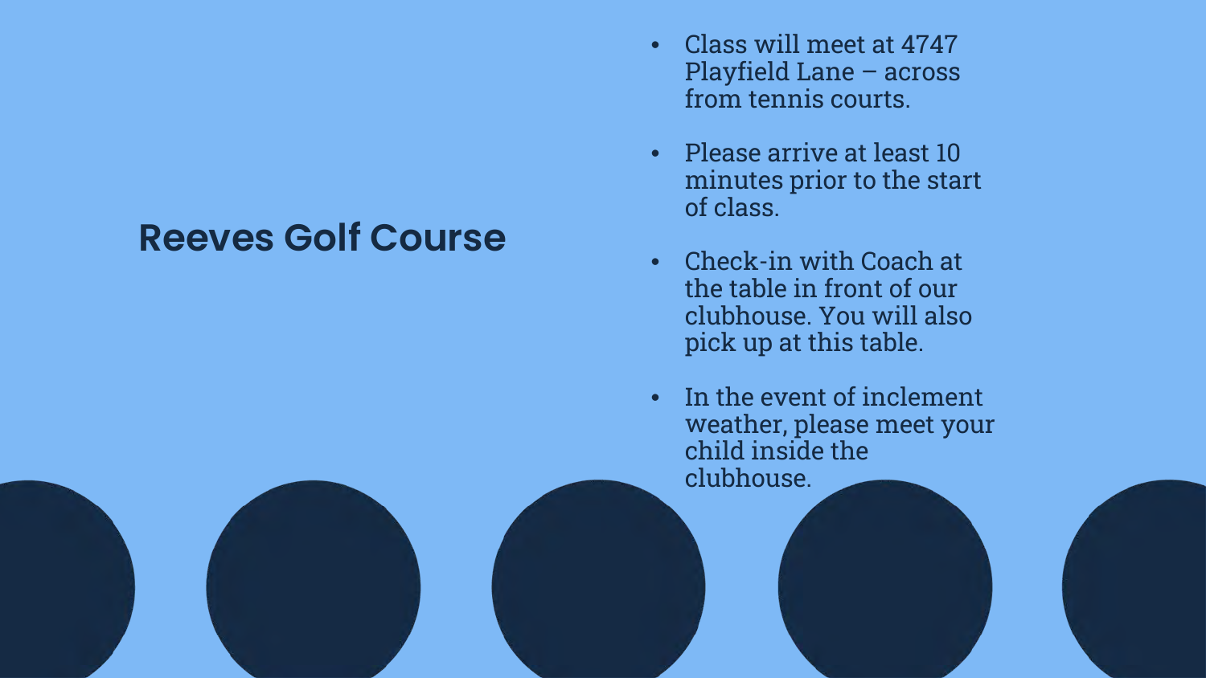# Reeves Golf Course

- Class will meet at 4747 Playfield Lane – across from tennis courts.
- Please arrive at least 10 minutes prior to the start of class.
- Check-in with Coach at the table in front of our clubhouse. You will also pick up at this table.
- In the event of inclement weather, please meet your child inside the clubhouse.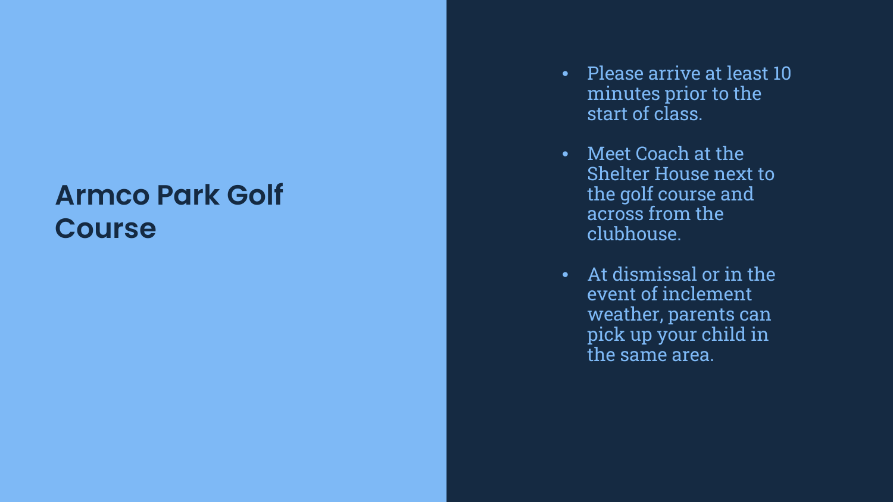# Armco Park Golf Course

- Please arrive at least 10 minutes prior to the start of class.
- Meet Coach at the Shelter House next to the golf course and across from the clubhouse.
- At dismissal or in the event of inclement weather, parents can pick up your child in the same area.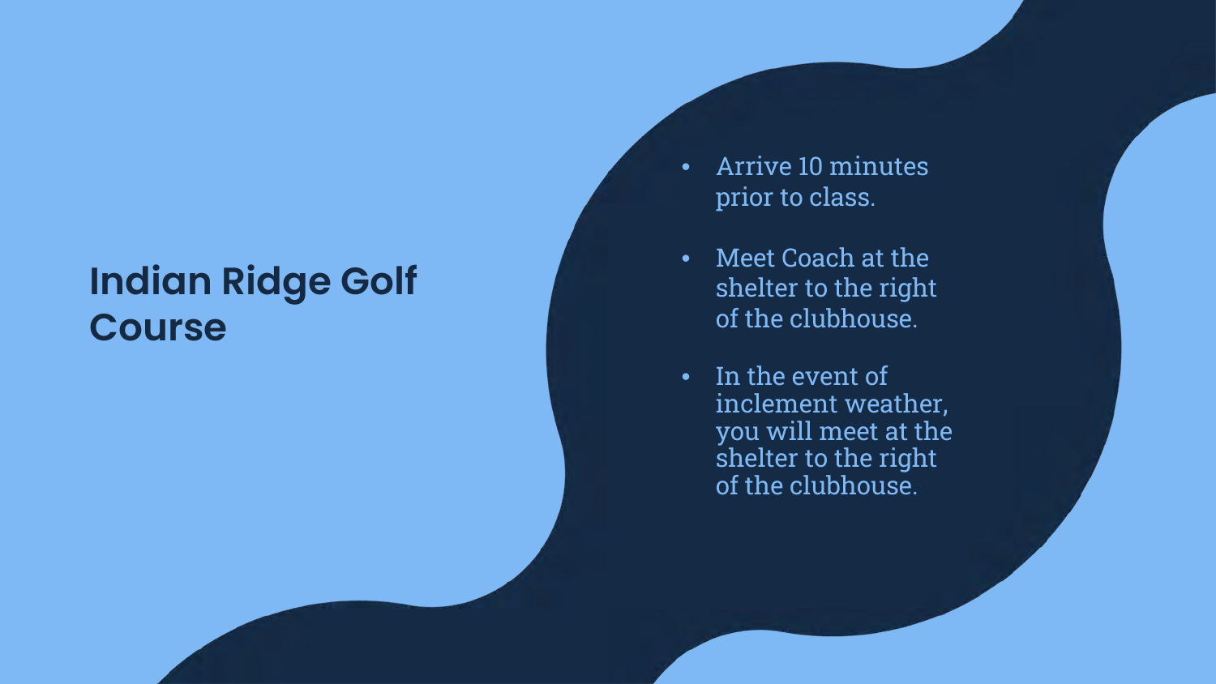# Indian Ridge Golf Course

- Arrive 10 minutes prior to class.
- Meet Coach at the shelter to the right of the clubhouse.
- In the event of inclement weather, you will meet at the shelter to the right of the clubhouse.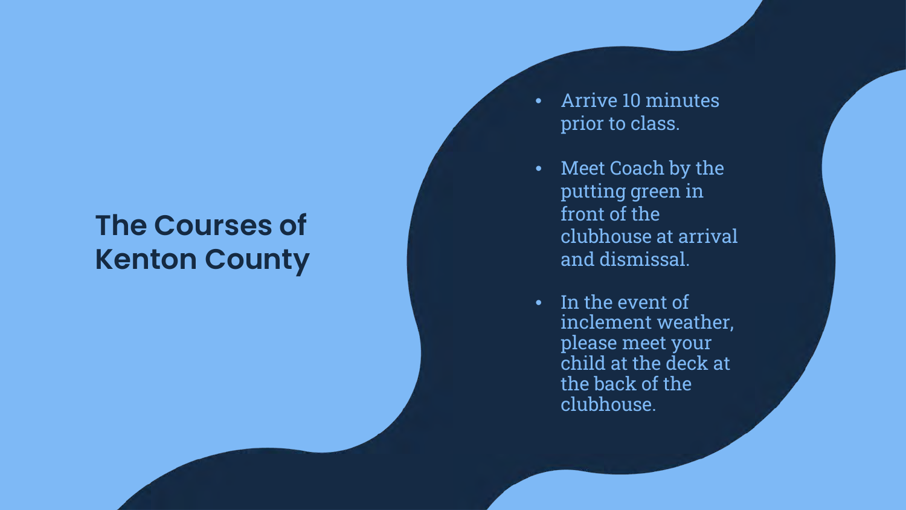# The Courses of Kenton County

- Arrive 10 minutes prior to class.
- Meet Coach by the putting green in front of the clubhouse at arrival and dismissal.
- In the event of inclement weather, please meet your child at the deck at the back of the clubhouse.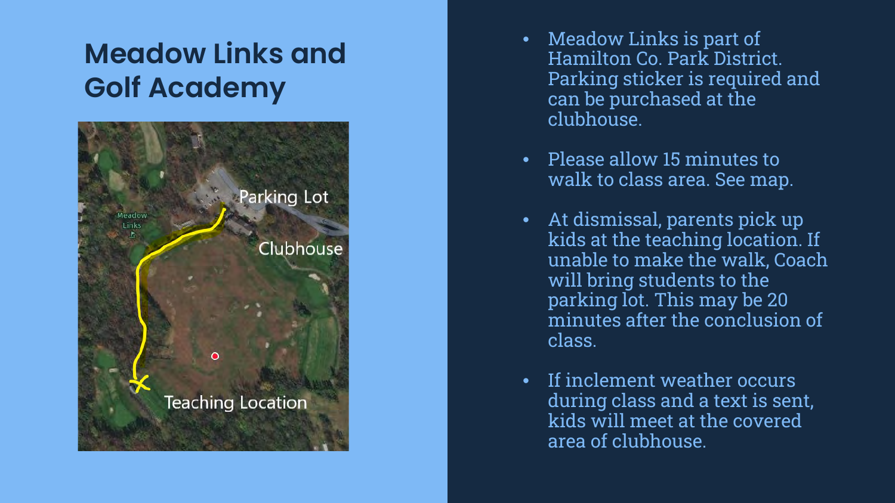# Meadow Links and Golf Academy

Parking Lot

Clubhouse

Teaching Location

- Meadow Links is part of Hamilton Co. Park District. Parking sticker is required and can be purchased at the clubhouse.
- Please allow 15 minutes to walk to class area. See map.
- At dismissal, parents pick up kids at the teaching location. If unable to make the walk, Coach will bring students to the parking lot. This may be 20 minutes after the conclusion of class.
- If inclement weather occurs during class and a text is sent, kids will meet at the covered area of clubhouse.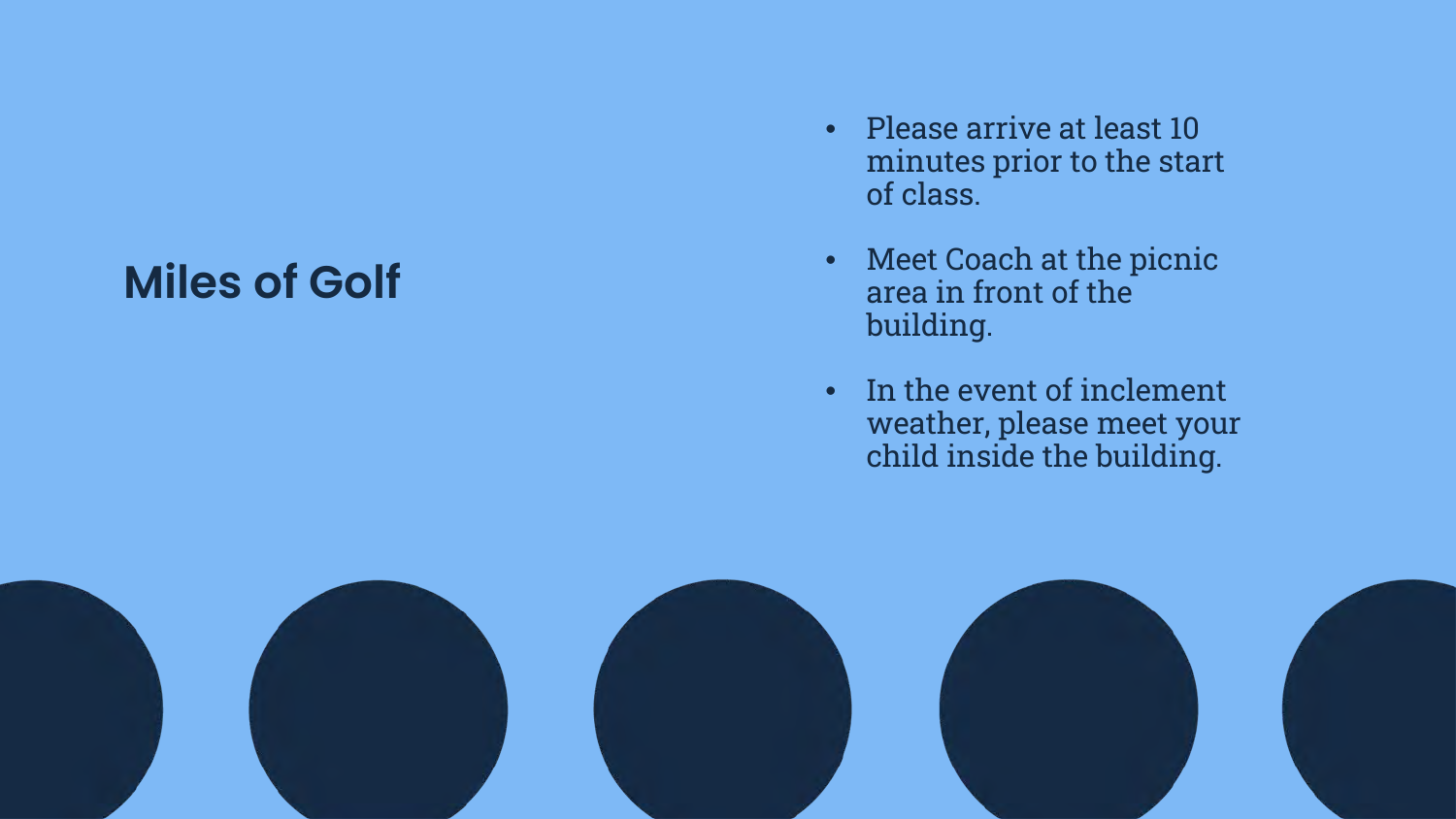## Miles of Golf

- Please arrive at least 10 minutes prior to the start of class.
- Meet Coach at the picnic area in front of the building.
- In the event of inclement weather, please meet your child inside the building.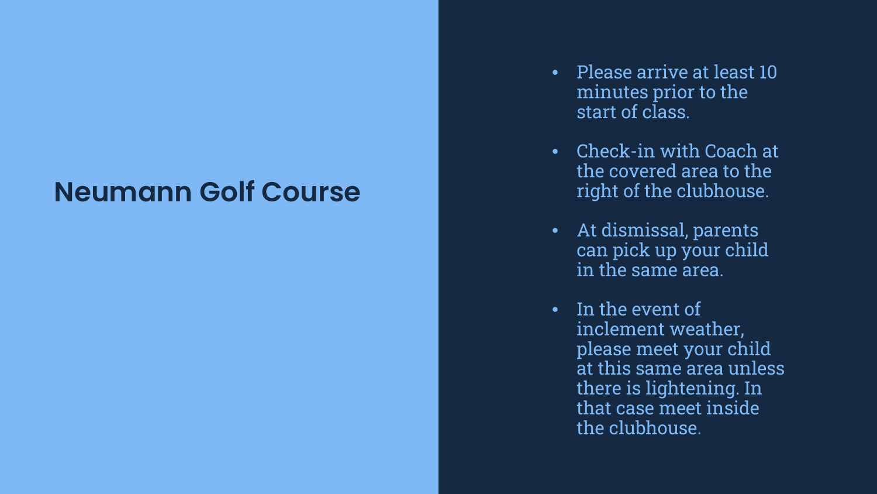# Neumann Golf Course

- Please arrive at least 10 minutes prior to the start of class.
- Check-in with Coach at the covered area to the right of the clubhouse.
- At dismissal, parents can pick up your child in the same area.
- In the event of inclement weather, please meet your child at this same area unless there is lightening. In that case meet inside the clubhouse.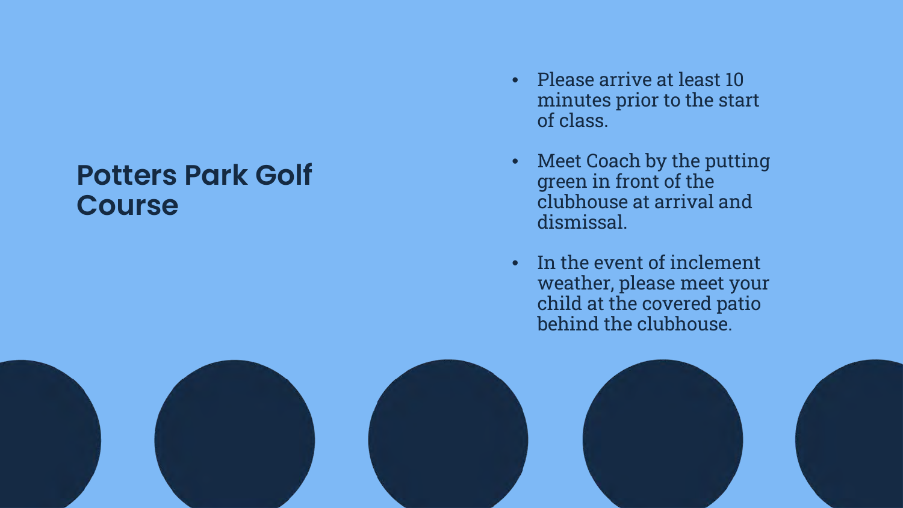## Potters Park Golf Course

- Please arrive at least 10 minutes prior to the start of class.
- Meet Coach by the putting green in front of the clubhouse at arrival and dismissal.
- In the event of inclement weather, please meet your child at the covered patio behind the clubhouse.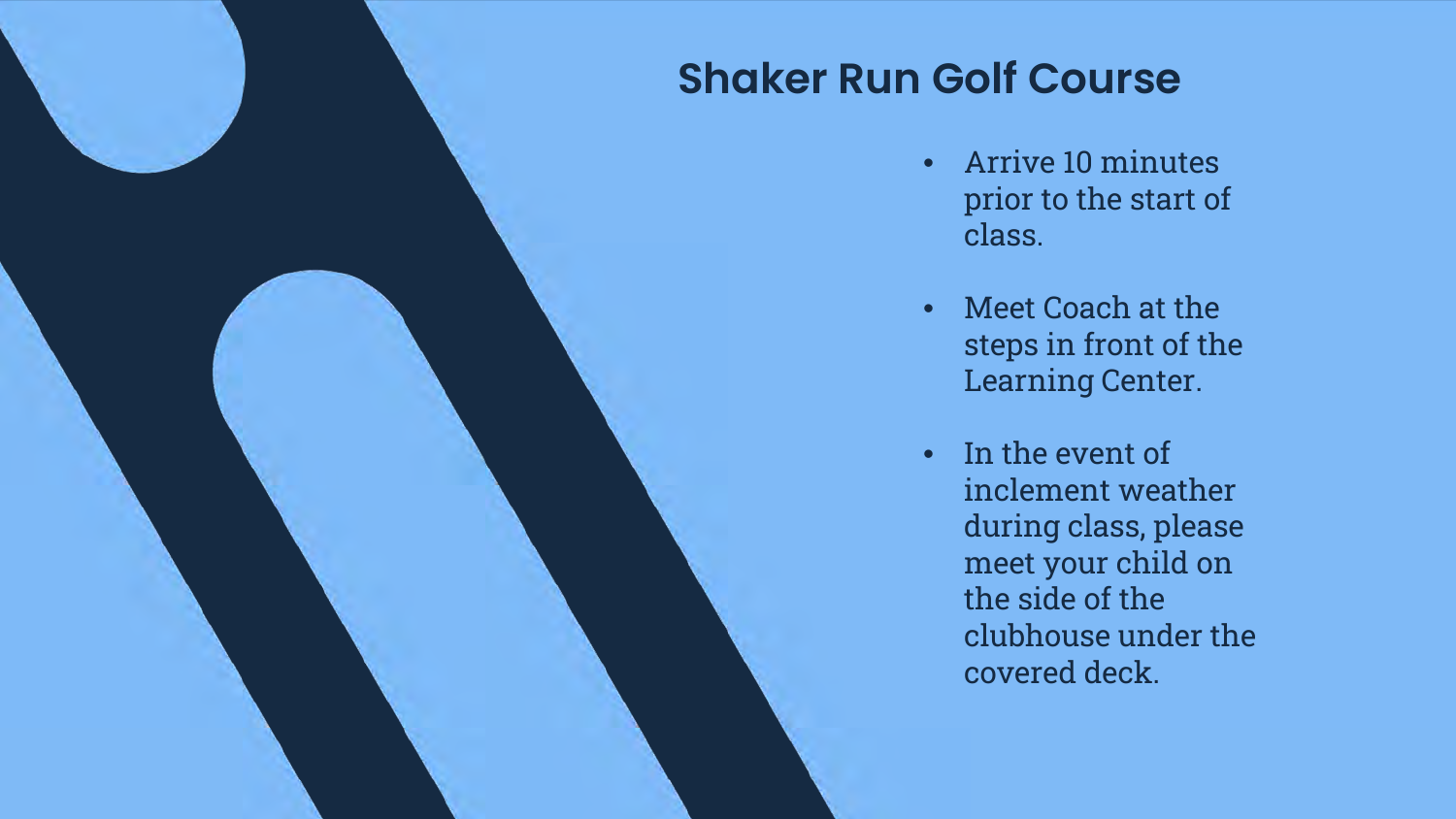## Shaker Run Golf Course

- Arrive 10 minutes prior to the start of class.
- Meet Coach at the steps in front of the Learning Center.
- In the event of inclement weather during class, please meet your child on the side of the clubhouse under the covered deck.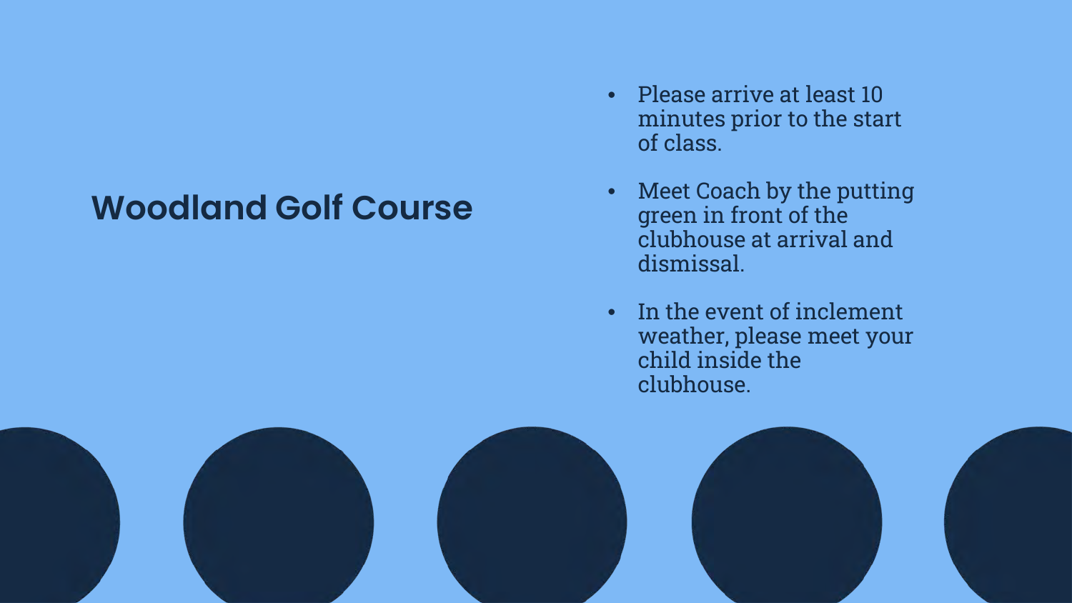## Woodland Golf Course

- Please arrive at least 10 minutes prior to the start of class.
- Meet Coach by the putting green in front of the clubhouse at arrival and dismissal.
- In the event of inclement weather, please meet your child inside the clubhouse.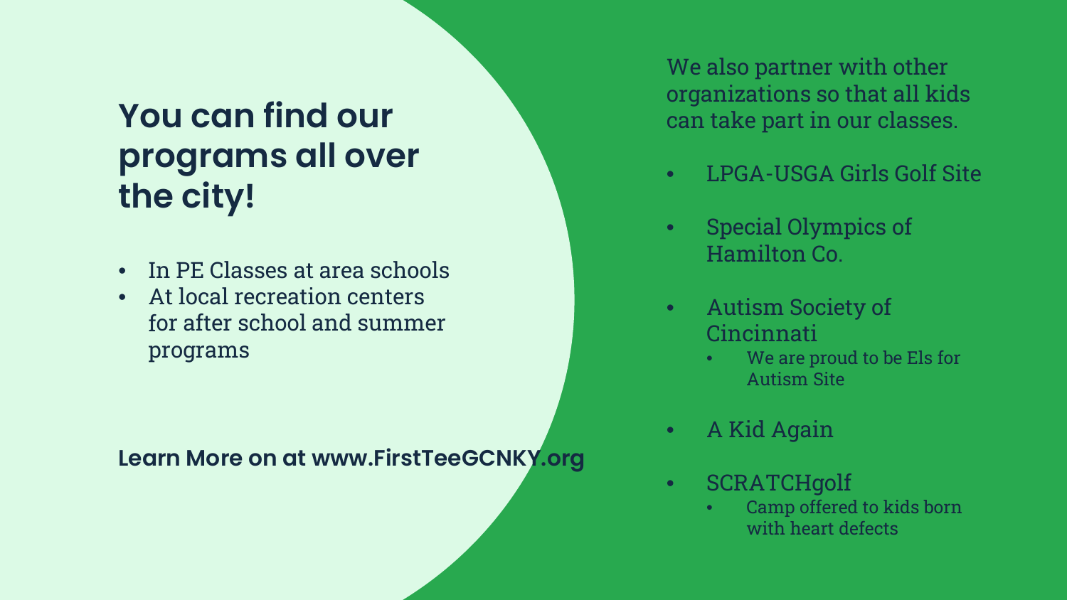## You can find our programs all over the city!

- In PE Classes at area schools
- At local recreation centers for after school and summer programs

**Learn More on at www.FirstTeeGCNKY.org**

We also partner with other organizations so that all kids can take part in our classes.

- LPGA-USGA Girls Golf Site
- Special Olympics of Hamilton Co.
- Autism Society of Cincinnati
  - We are proud to be Els for Autism Site
- A Kid Again
- SCRATCHgolf
  - Camp offered to kids born with heart defects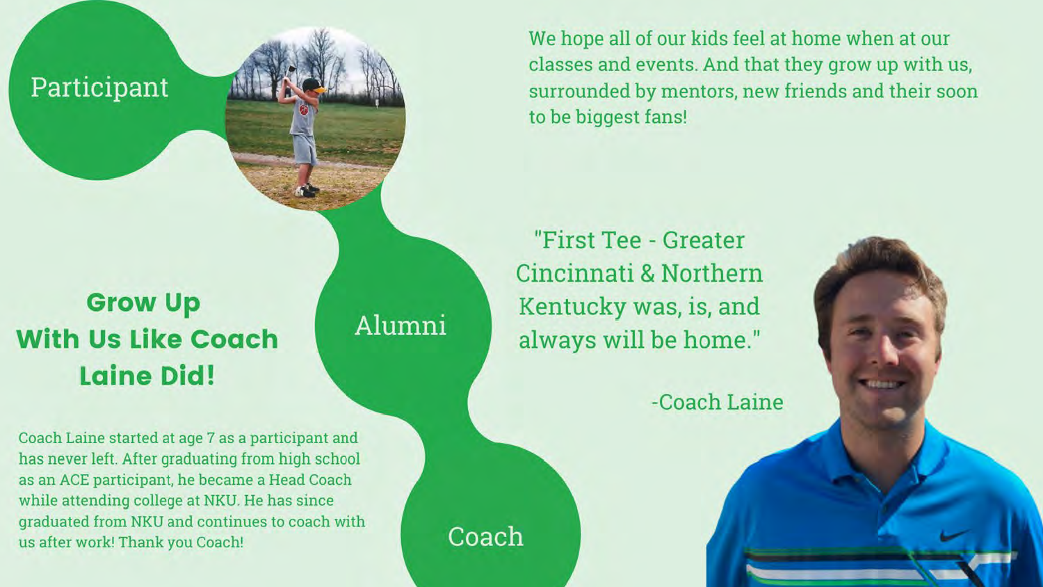Participant

We hope all of our kids feel at home when at our classes and events. And that they grow up with us, surrounded by mentors, new friends and their soon to be biggest fans!

Alumni

## Grow Up With Us Like Coach Laine Did!

"First Tee - Greater Cincinnati & Northern Kentucky was, is, and always will be home."

-Coach Laine

Coach Laine started at age 7 as a participant and has never left. After graduating from high school as an ACE participant, he became a Head Coach while attending college at NKU. He has since graduated from NKU and continues to coach with us after work! Thank you Coach!

Coach